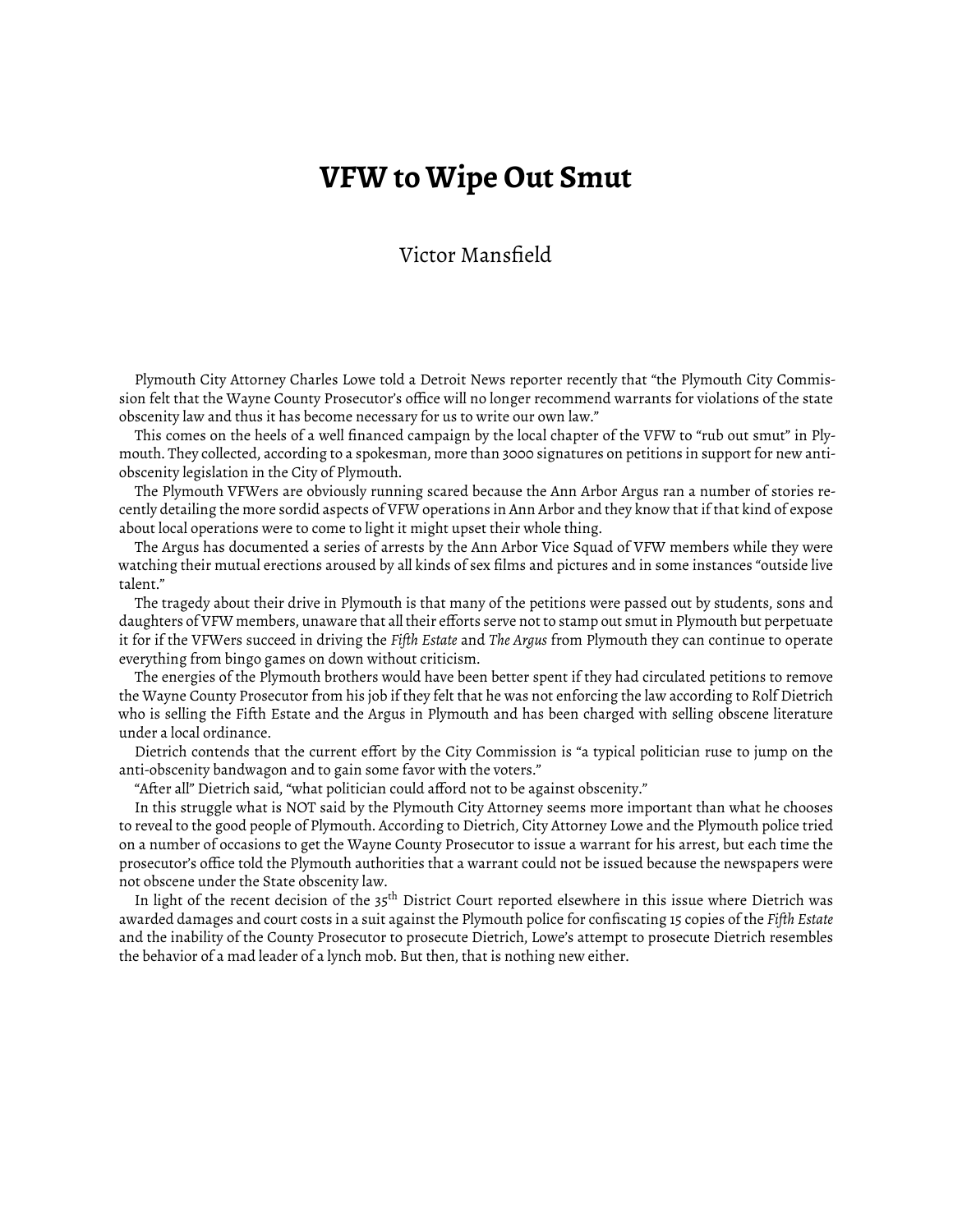# VFW to Wipe Out Smut

Victor Mansfield

Plymouth City Attorney Charles Lowe told a Detroit News reporter recently that "the Plymouth City Commission felt that the Wayne County Prosecutor's office will no longer recommend warrants for violations of the state obscenity law and thus it has become necessary for us to write our own law."

This comes on the heels of a well financed campaign by the local chapter of the VFW to "rub out smut" in Plymouth. They collected, according to a spokesman, more than 3000 signatures on petitions in support for new anti-obscenity legislation in the City of Plymouth.

The Plymouth VFWers are obviously running scared because the Ann Arbor Argus ran a number of stories recently detailing the more sordid aspects of VFW operations in Ann Arbor and they know that if that kind of expose about local operations were to come to light it might upset their whole thing.

The Argus has documented a series of arrests by the Ann Arbor Vice Squad of VFW members while they were watching their mutual erections aroused by all kinds of sex films and pictures and in some instances "outside live talent."

The tragedy about their drive in Plymouth is that many of the petitions were passed out by students, sons and daughters of VFW members, unaware that all their efforts serve not to stamp out smut in Plymouth but perpetuate it for if the VFWers succeed in driving the *Fifth Estate* and *The Argus* from Plymouth they can continue to operate everything from bingo games on down without criticism.

The energies of the Plymouth brothers would have been better spent if they had circulated petitions to remove the Wayne County Prosecutor from his job if they felt that he was not enforcing the law according to Rolf Dietrich who is selling the Fifth Estate and the Argus in Plymouth and has been charged with selling obscene literature under a local ordinance.

Dietrich contends that the current effort by the City Commission is "a typical politician ruse to jump on the anti-obscenity bandwagon and to gain some favor with the voters."

"After all" Dietrich said, "what politician could afford not to be against obscenity."

In this struggle what is NOT said by the Plymouth City Attorney seems more important than what he chooses to reveal to the good people of Plymouth. According to Dietrich, City Attorney Lowe and the Plymouth police tried on a number of occasions to get the Wayne County Prosecutor to issue a warrant for his arrest, but each time the prosecutor's office told the Plymouth authorities that a warrant could not be issued because the newspapers were not obscene under the State obscenity law.

In light of the recent decision of the 35th District Court reported elsewhere in this issue where Dietrich was awarded damages and court costs in a suit against the Plymouth police for confiscating 15 copies of the *Fifth Estate* and the inability of the County Prosecutor to prosecute Dietrich, Lowe's attempt to prosecute Dietrich resembles the behavior of a mad leader of a lynch mob. But then, that is nothing new either.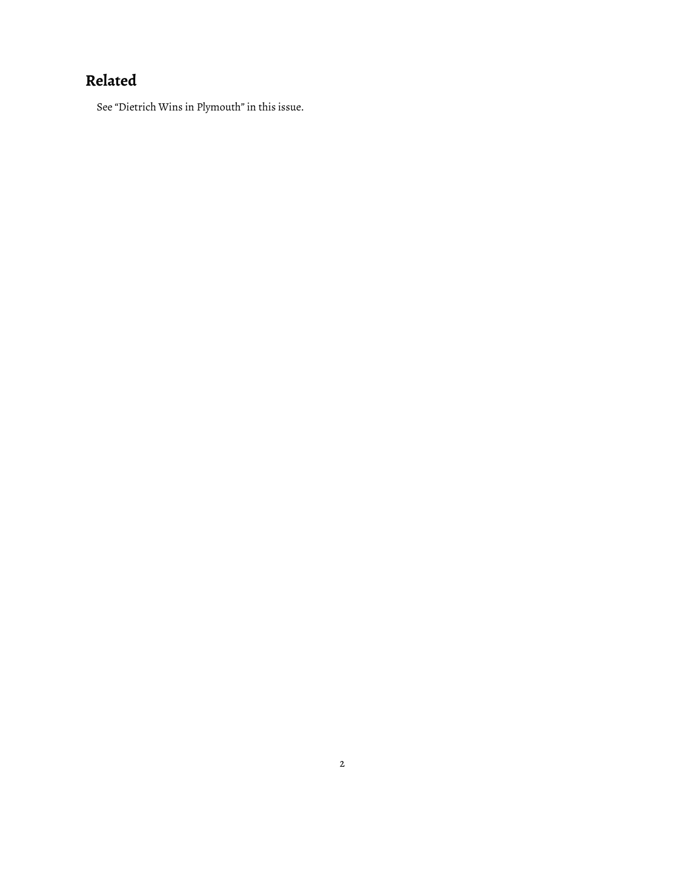## Related

See “Dietrich Wins in Plymouth” in this issue.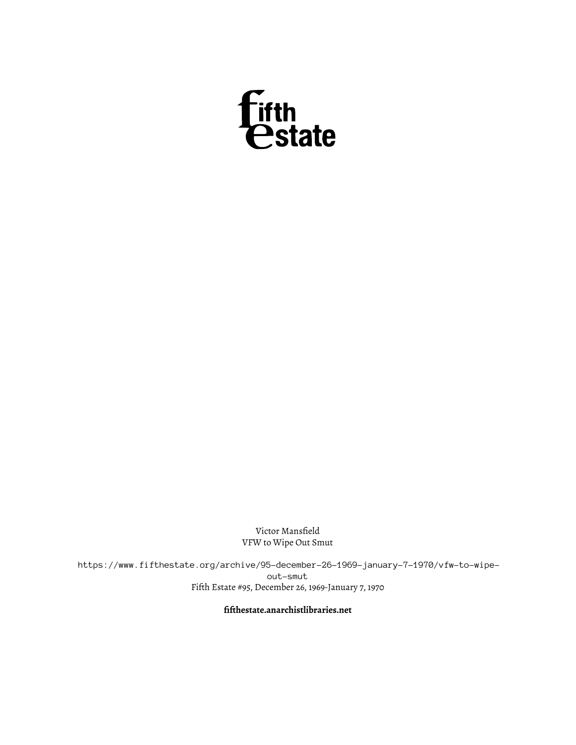Fifth Estate

Victor Mansfield
VFW to Wipe Out Smut

https://www.fifthestate.org/archive/95-december-26-1969-january-7-1970/vfw-to-wipe-out-smut
Fifth Estate #95, December 26, 1969-January 7, 1970

**fifthestate.anarchistlibraries.net**